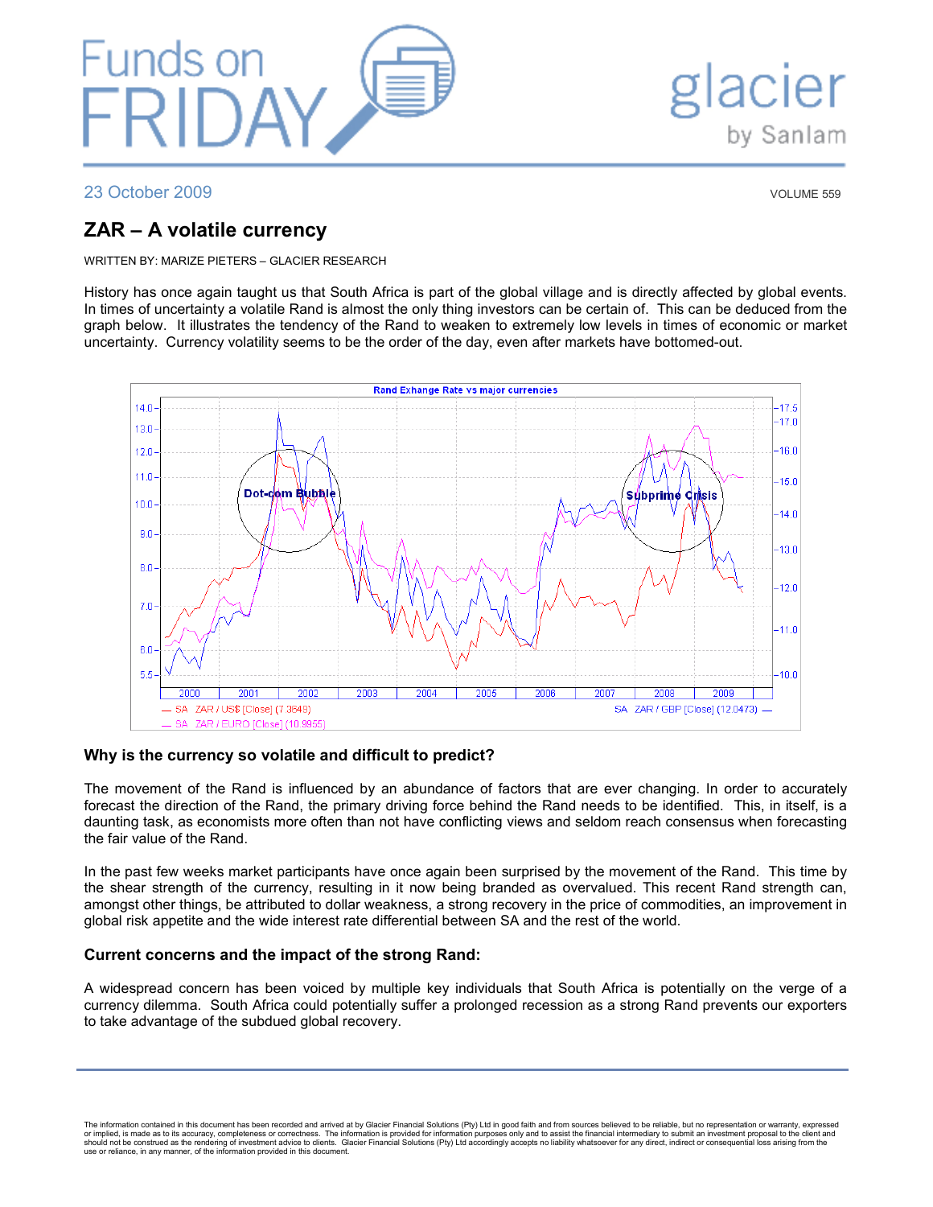Funds on FRIDAY

glacier by Sanlam

23 October 2009

VOLUME 559

# ZAR – A volatile currency

WRITTEN BY: MARIZE PIETERS – GLACIER RESEARCH

History has once again taught us that South Africa is part of the global village and is directly affected by global events. In times of uncertainty a volatile Rand is almost the only thing investors can be certain of. This can be deduced from the graph below. It illustrates the tendency of the Rand to weaken to extremely low levels in times of economic or market uncertainty. Currency volatility seems to be the order of the day, even after markets have bottomed-out.

Rand Exhange Rate vs major currencies

14.0
13.0
12.0
11.0
10.0
9.0
8.0
7.0
6.0
5.5

17.5
17.0
16.0
15.0
14.0
13.0
12.0
11.0
10.0

Dot-com Bubble

Subprime Crisis

2000 2001 2002 2003 2004 2005 2006 2007 2008 2009

— SA ZAR / US$ [Close] (7.3649)

— SA ZAR / EURO [Close] (10.9955)

SA ZAR / GBP [Close] (12.0473) —

## Why is the currency so volatile and difficult to predict?

The movement of the Rand is influenced by an abundance of factors that are ever changing. In order to accurately forecast the direction of the Rand, the primary driving force behind the Rand needs to be identified. This, in itself, is a daunting task, as economists more often than not have conflicting views and seldom reach consensus when forecasting the fair value of the Rand.

In the past few weeks market participants have once again been surprised by the movement of the Rand. This time by the shear strength of the currency, resulting in it now being branded as overvalued. This recent Rand strength can, amongst other things, be attributed to dollar weakness, a strong recovery in the price of commodities, an improvement in global risk appetite and the wide interest rate differential between SA and the rest of the world.

## Current concerns and the impact of the strong Rand:

A widespread concern has been voiced by multiple key individuals that South Africa is potentially on the verge of a currency dilemma. South Africa could potentially suffer a prolonged recession as a strong Rand prevents our exporters to take advantage of the subdued global recovery.

The information contained in this document has been recorded and arrived at by Glacier Financial Solutions (Pty) Ltd in good faith and from sources believed to be reliable, but no representation or warranty, expressed or implied, is made as to its accuracy, completeness or correctness. The information is provided for information purposes only and to assist the financial intermediary to submit an investment proposal to the client and should not be construed as the rendering of investment advice to clients. Glacier Financial Solutions (Pty) Ltd accordingly accepts no liability whatsoever for any direct, indirect or consequential loss arising from the use or reliance, in any manner, of the information provided in this document.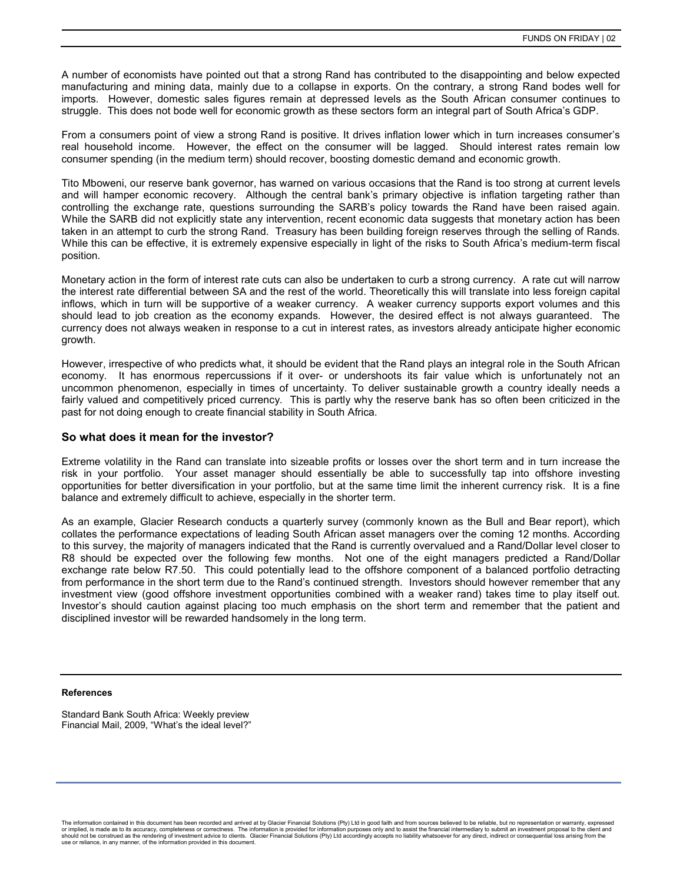A number of economists have pointed out that a strong Rand has contributed to the disappointing and below expected manufacturing and mining data, mainly due to a collapse in exports. On the contrary, a strong Rand bodes well for imports. However, domestic sales figures remain at depressed levels as the South African consumer continues to struggle. This does not bode well for economic growth as these sectors form an integral part of South Africa's GDP.

From a consumers point of view a strong Rand is positive. It drives inflation lower which in turn increases consumer's real household income. However, the effect on the consumer will be lagged. Should interest rates remain low consumer spending (in the medium term) should recover, boosting domestic demand and economic growth.

Tito Mboweni, our reserve bank governor, has warned on various occasions that the Rand is too strong at current levels and will hamper economic recovery. Although the central bank's primary objective is inflation targeting rather than controlling the exchange rate, questions surrounding the SARB's policy towards the Rand have been raised again. While the SARB did not explicitly state any intervention, recent economic data suggests that monetary action has been taken in an attempt to curb the strong Rand. Treasury has been building foreign reserves through the selling of Rands. While this can be effective, it is extremely expensive especially in light of the risks to South Africa's medium-term fiscal position.

Monetary action in the form of interest rate cuts can also be undertaken to curb a strong currency. A rate cut will narrow the interest rate differential between SA and the rest of the world. Theoretically this will translate into less foreign capital inflows, which in turn will be supportive of a weaker currency. A weaker currency supports export volumes and this should lead to job creation as the economy expands. However, the desired effect is not always guaranteed. The currency does not always weaken in response to a cut in interest rates, as investors already anticipate higher economic growth.

However, irrespective of who predicts what, it should be evident that the Rand plays an integral role in the South African economy. It has enormous repercussions if it over- or undershoots its fair value which is unfortunately not an uncommon phenomenon, especially in times of uncertainty. To deliver sustainable growth a country ideally needs a fairly valued and competitively priced currency. This is partly why the reserve bank has so often been criticized in the past for not doing enough to create financial stability in South Africa.

## So what does it mean for the investor?

Extreme volatility in the Rand can translate into sizeable profits or losses over the short term and in turn increase the risk in your portfolio. Your asset manager should essentially be able to successfully tap into offshore investing opportunities for better diversification in your portfolio, but at the same time limit the inherent currency risk. It is a fine balance and extremely difficult to achieve, especially in the shorter term.

As an example, Glacier Research conducts a quarterly survey (commonly known as the Bull and Bear report), which collates the performance expectations of leading South African asset managers over the coming 12 months. According to this survey, the majority of managers indicated that the Rand is currently overvalued and a Rand/Dollar level closer to R8 should be expected over the following few months. Not one of the eight managers predicted a Rand/Dollar exchange rate below R7.50. This could potentially lead to the offshore component of a balanced portfolio detracting from performance in the short term due to the Rand's continued strength. Investors should however remember that any investment view (good offshore investment opportunities combined with a weaker rand) takes time to play itself out. Investor's should caution against placing too much emphasis on the short term and remember that the patient and disciplined investor will be rewarded handsomely in the long term.

**References**

Standard Bank South Africa: Weekly preview
Financial Mail, 2009, "What's the ideal level?"

The information contained in this document has been recorded and arrived at by Glacier Financial Solutions (Pty) Ltd in good faith and from sources believed to be reliable, but no representation or warranty, expressed or implied, is made as to its accuracy, completeness or correctness. The information is provided for information purposes only and to assist the financial intermediary to submit an investment proposal to the client and should not be construed as the rendering of investment advice to clients. Glacier Financial Solutions (Pty) Ltd accordingly accepts no liability whatsoever for any direct, indirect or consequential loss arising from the use or reliance, in any manner, of the information provided in this document.